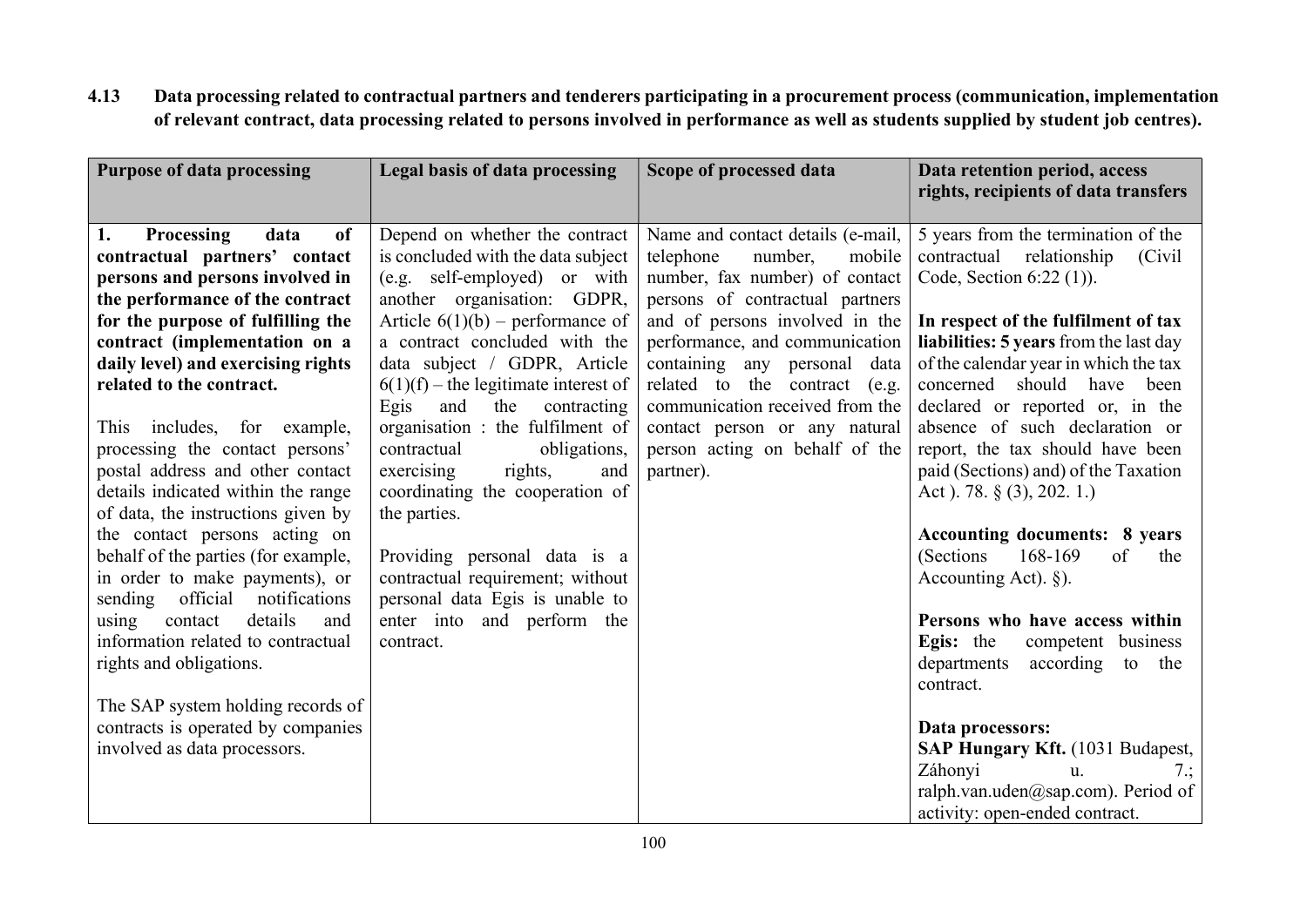## 4.13 Data processing related to contractual partners and tenderers participating in a procurement process (communication, implementation of relevant contract, data processing related to persons involved in performance as well as students supplied by student job centres).

| Purpose of data processing | Legal basis of data processing | Scope of processed data | Data retention period, access rights, recipients of data transfers |
|---|---|---|---|
| **1. Processing data of contractual partners' contact persons and persons involved in the performance of the contract for the purpose of fulfilling the contract (implementation on a daily level) and exercising rights related to the contract.**<br><br>This includes, for example, processing the contact persons' postal address and other contact details indicated within the range of data, the instructions given by the contact persons acting on behalf of the parties (for example, in order to make payments), or sending official notifications using contact details and information related to contractual rights and obligations.<br><br>The SAP system holding records of contracts is operated by companies involved as data processors. | Depend on whether the contract is concluded with the data subject (e.g. self-employed) or with another organisation: GDPR, Article 6(1)(b) – performance of a contract concluded with the data subject / GDPR, Article 6(1)(f) – the legitimate interest of Egis and the contracting organisation : the fulfilment of contractual obligations, exercising rights, and coordinating the cooperation of the parties.<br><br>Providing personal data is a contractual requirement; without personal data Egis is unable to enter into and perform the contract. | Name and contact details (e-mail, telephone number, mobile number, fax number) of contact persons of contractual partners and of persons involved in the performance, and communication containing any personal data related to the contract (e.g. communication received from the contact person or any natural person acting on behalf of the partner). | 5 years from the termination of the contractual relationship (Civil Code, Section 6:22 (1)).<br><br>**In respect of the fulfilment of tax liabilities: 5 years** from the last day of the calendar year in which the tax concerned should have been declared or reported or, in the absence of such declaration or report, the tax should have been paid (Sections) and) of the Taxation Act ). 78. § (3), 202. 1.)<br><br>**Accounting documents: 8 years** (Sections 168-169 of the Accounting Act). §).<br><br>**Persons who have access within Egis:** the competent business departments according to the contract.<br><br>**Data processors:**<br>**SAP Hungary Kft.** (1031 Budapest, Záhonyi u. 7.; ralph.van.uden@sap.com). Period of activity: open-ended contract. |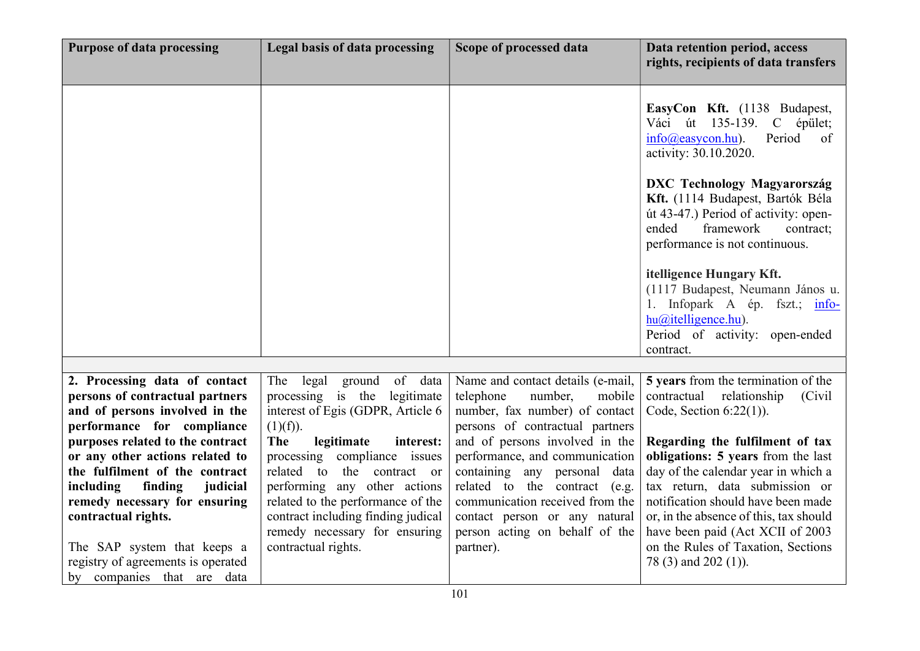| Purpose of data processing | Legal basis of data processing | Scope of processed data | Data retention period, access rights, recipients of data transfers |
|---|---|---|---|
| | | | **EasyCon Kft.** (1138 Budapest, Váci út 135-139. C épület; info@easycon.hu). Period of activity: 30.10.2020.<br><br>**DXC Technology Magyarország Kft.** (1114 Budapest, Bartók Béla út 43-47.) Period of activity: open-ended framework contract; performance is not continuous.<br><br>**itelligence Hungary Kft.** (1117 Budapest, Neumann János u. 1. Infopark A ép. fszt.; info-hu@itelligence.hu). Period of activity: open-ended contract. |
| | | | |
| **2. Processing data of contact persons of contractual partners and of persons involved in the performance for compliance purposes related to the contract or any other actions related to the fulfilment of the contract including finding judicial remedy necessary for ensuring contractual rights.**<br><br>The SAP system that keeps a registry of agreements is operated by companies that are data | The legal ground of data processing is the legitimate interest of Egis (GDPR, Article 6 (1)(f)).<br>**The legitimate interest:** processing compliance issues related to the contract or performing any other actions related to the performance of the contract including finding judical remedy necessary for ensuring contractual rights. | Name and contact details (e-mail, telephone number, mobile number, fax number) of contact persons of contractual partners and of persons involved in the performance, and communication containing any personal data related to the contract (e.g. communication received from the contact person or any natural person acting on behalf of the partner). | **5 years** from the termination of the contractual relationship (Civil Code, Section 6:22(1)).<br><br>**Regarding the fulfilment of tax obligations: 5 years** from the last day of the calendar year in which a tax return, data submission or notification should have been made or, in the absence of this, tax should have been paid (Act XCII of 2003 on the Rules of Taxation, Sections 78 (3) and 202 (1)). |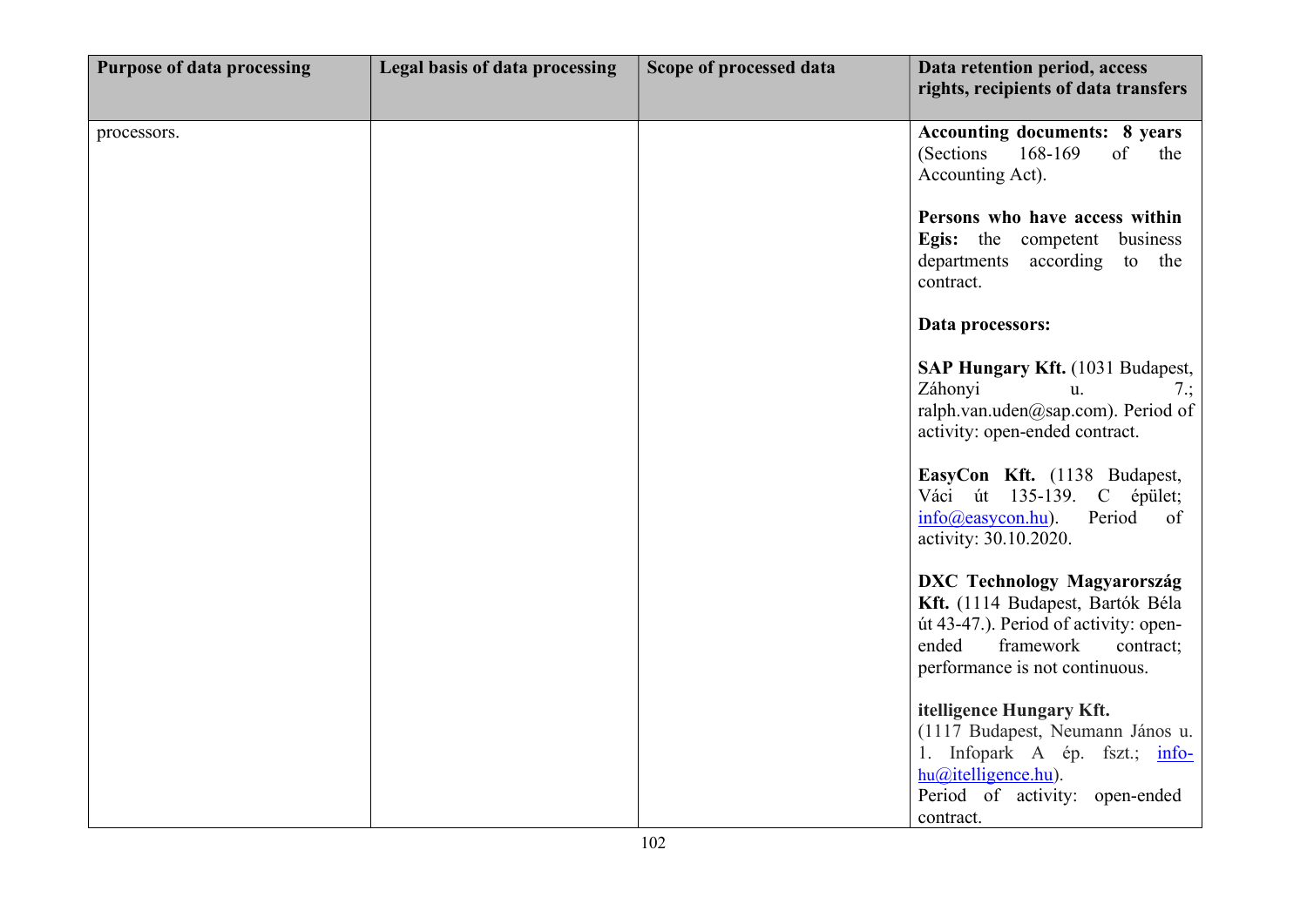| Purpose of data processing | Legal basis of data processing | Scope of processed data | Data retention period, access rights, recipients of data transfers |
|---|---|---|---|
| processors. | | | **Accounting documents: 8 years** (Sections 168-169 of the Accounting Act).<br><br>**Persons who have access within Egis:** the competent business departments according to the contract.<br><br>**Data processors:**<br><br>**SAP Hungary Kft.** (1031 Budapest, Záhonyi u. 7.; ralph.van.uden@sap.com). Period of activity: open-ended contract.<br><br>**EasyCon Kft.** (1138 Budapest, Váci út 135-139. C épület; info@easycon.hu). Period of activity: 30.10.2020.<br><br>**DXC Technology Magyarország Kft.** (1114 Budapest, Bartók Béla út 43-47.). Period of activity: open-ended framework contract; performance is not continuous.<br><br>**itelligence Hungary Kft.** (1117 Budapest, Neumann János u. 1. Infopark A ép. fszt.; info-hu@itelligence.hu). Period of activity: open-ended contract. |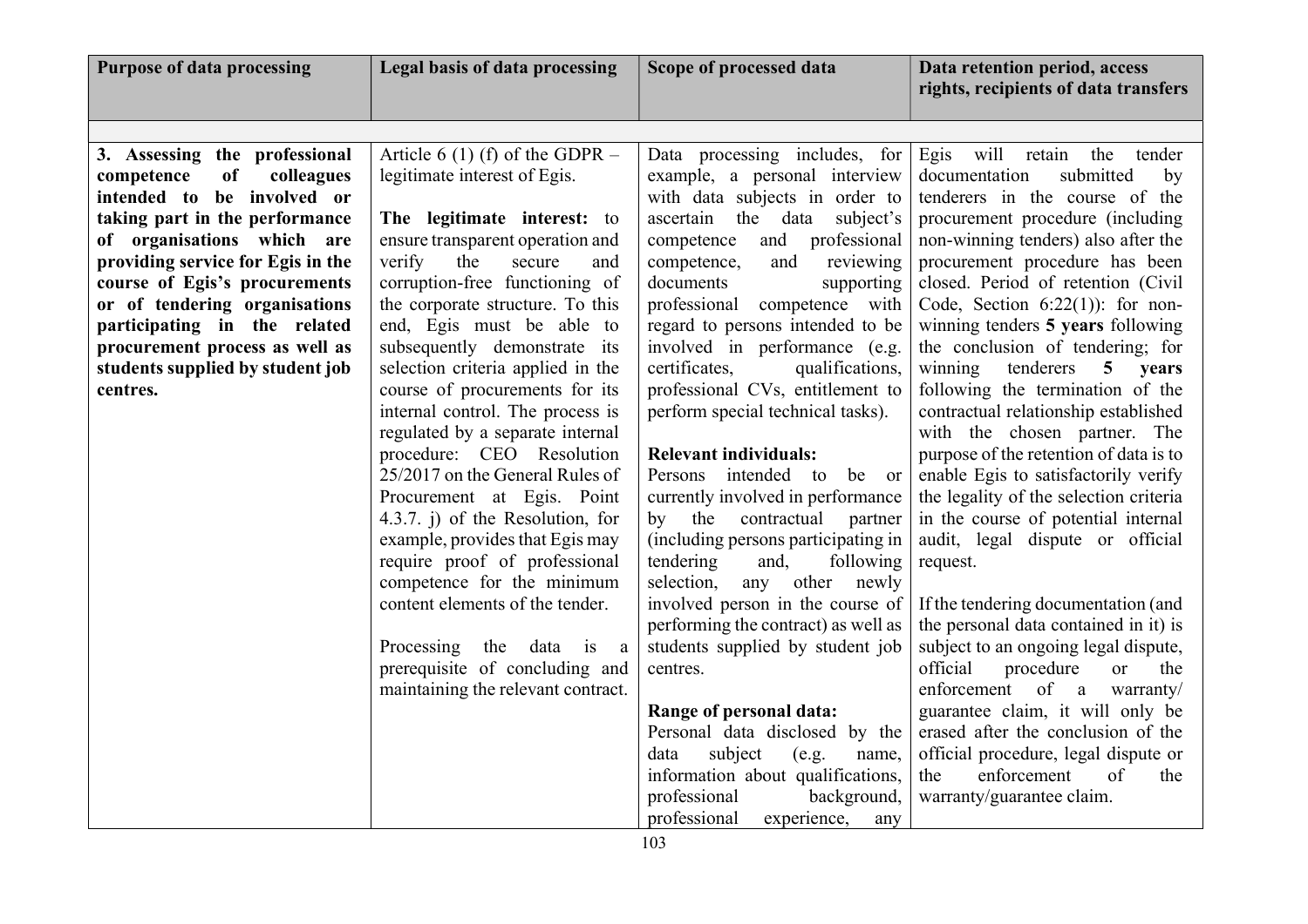| Purpose of data processing | Legal basis of data processing | Scope of processed data | Data retention period, access rights, recipients of data transfers |
|---|---|---|---|
| | | | |
| **3. Assessing the professional competence of colleagues intended to be involved or taking part in the performance of organisations which are providing service for Egis in the course of Egis's procurements or of tendering organisations participating in the related procurement process as well as students supplied by student job centres.** | Article 6 (1) (f) of the GDPR – legitimate interest of Egis.<br><br>**The legitimate interest:** to ensure transparent operation and verify the secure and corruption-free functioning of the corporate structure. To this end, Egis must be able to subsequently demonstrate its selection criteria applied in the course of procurements for its internal control. The process is regulated by a separate internal procedure: CEO Resolution 25/2017 on the General Rules of Procurement at Egis. Point 4.3.7. j) of the Resolution, for example, provides that Egis may require proof of professional competence for the minimum content elements of the tender.<br><br>Processing the data is a prerequisite of concluding and maintaining the relevant contract. | Data processing includes, for example, a personal interview with data subjects in order to ascertain the data subject's competence and professional competence, and reviewing documents supporting professional competence with regard to persons intended to be involved in performance (e.g. certificates, qualifications, professional CVs, entitlement to perform special technical tasks).<br><br>**Relevant individuals:**<br>Persons intended to be or currently involved in performance by the contractual partner (including persons participating in tendering and, following selection, any other newly involved person in the course of performing the contract) as well as students supplied by student job centres.<br><br>**Range of personal data:**<br>Personal data disclosed by the data subject (e.g. name, information about qualifications, professional background, professional experience, any | Egis will retain the tender documentation submitted by tenderers in the course of the procurement procedure (including non-winning tenders) also after the procurement procedure has been closed. Period of retention (Civil Code, Section 6:22(1)): for non-winning tenders **5 years** following the conclusion of tendering; for winning tenderers **5 years** following the termination of the contractual relationship established with the chosen partner. The purpose of the retention of data is to enable Egis to satisfactorily verify the legality of the selection criteria in the course of potential internal audit, legal dispute or official request.<br><br>If the tendering documentation (and the personal data contained in it) is subject to an ongoing legal dispute, official procedure or the enforcement of a warranty/ guarantee claim, it will only be erased after the conclusion of the official procedure, legal dispute or the enforcement of the warranty/guarantee claim. |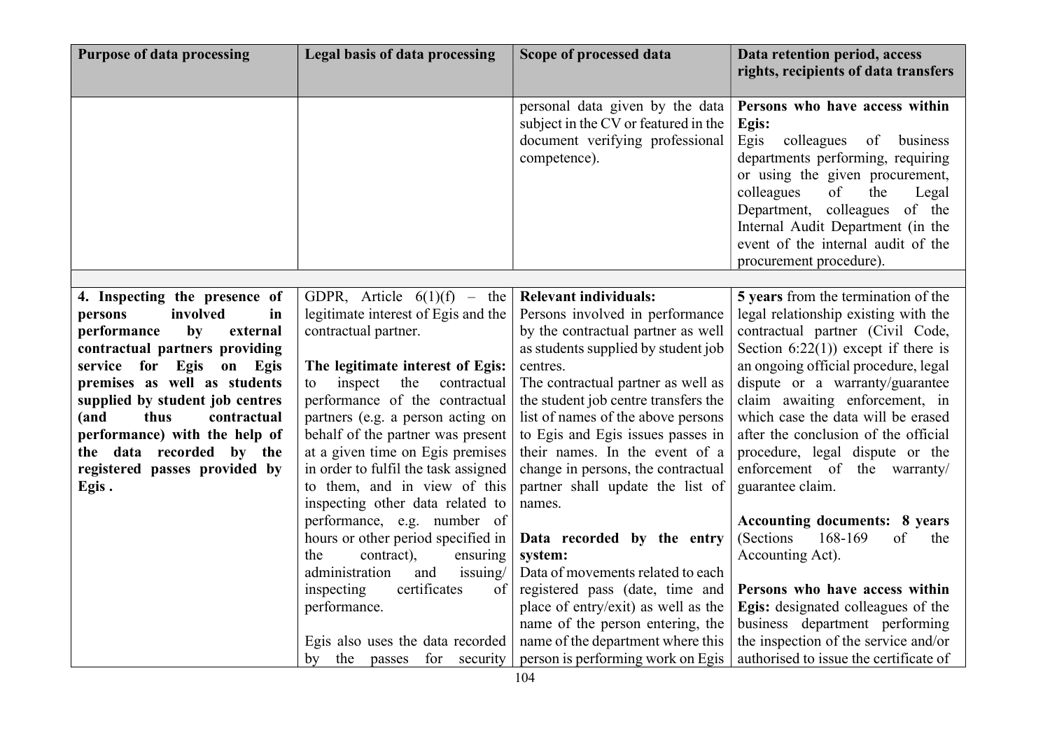| Purpose of data processing | Legal basis of data processing | Scope of processed data | Data retention period, access rights, recipients of data transfers |
|---|---|---|---|
| | | personal data given by the data subject in the CV or featured in the document verifying professional competence). | **Persons who have access within Egis:**<br>Egis colleagues of business departments performing, requiring or using the given procurement, colleagues of the Legal Department, colleagues of the Internal Audit Department (in the event of the internal audit of the procurement procedure). |
| | | | |
| **4. Inspecting the presence of persons involved in performance by external contractual partners providing service for Egis on Egis premises as well as students supplied by student job centres (and thus contractual performance) with the help of the data recorded by the registered passes provided by Egis .** | GDPR, Article 6(1)(f) – the legitimate interest of Egis and the contractual partner.<br><br>**The legitimate interest of Egis:** to inspect the contractual performance of the contractual partners (e.g. a person acting on behalf of the partner was present at a given time on Egis premises in order to fulfil the task assigned to them, and in view of this inspecting other data related to performance, e.g. number of hours or other period specified in the contract), ensuring administration and issuing/ inspecting certificates of performance.<br><br>Egis also uses the data recorded by the passes for security | **Relevant individuals:**<br>Persons involved in performance by the contractual partner as well as students supplied by student job centres.<br>The contractual partner as well as the student job centre transfers the list of names of the above persons to Egis and Egis issues passes in their names. In the event of a change in persons, the contractual partner shall update the list of names.<br><br>**Data recorded by the entry system:**<br>Data of movements related to each registered pass (date, time and place of entry/exit) as well as the name of the person entering, the name of the department where this person is performing work on Egis | **5 years** from the termination of the legal relationship existing with the contractual partner (Civil Code, Section 6:22(1)) except if there is an ongoing official procedure, legal dispute or a warranty/guarantee claim awaiting enforcement, in which case the data will be erased after the conclusion of the official procedure, legal dispute or the enforcement of the warranty/ guarantee claim.<br><br>**Accounting documents: 8 years** (Sections 168-169 of the Accounting Act).<br><br>**Persons who have access within Egis:** designated colleagues of the business department performing the inspection of the service and/or authorised to issue the certificate of |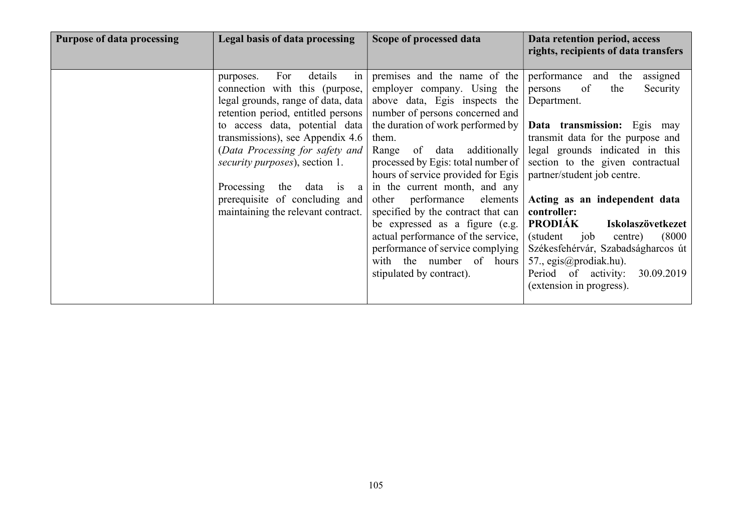| Purpose of data processing | Legal basis of data processing | Scope of processed data | Data retention period, access rights, recipients of data transfers |
|---|---|---|---|
| | purposes. For details in connection with this (purpose, legal grounds, range of data, data retention period, entitled persons to access data, potential data transmissions), see Appendix 4.6 (*Data Processing for safety and security purposes*), section 1.<br><br>Processing the data is a prerequisite of concluding and maintaining the relevant contract. | premises and the name of the employer company. Using the above data, Egis inspects the number of persons concerned and the duration of work performed by them.<br>Range of data additionally processed by Egis: total number of hours of service provided for Egis in the current month, and any other performance elements specified by the contract that can be expressed as a figure (e.g. actual performance of the service, performance of service complying with the number of hours stipulated by contract). | performance and the assigned persons of the Security Department.<br><br>**Data transmission:** Egis may transmit data for the purpose and legal grounds indicated in this section to the given contractual partner/student job centre.<br><br>**Acting as an independent data controller:**<br>**PRODIÁK Iskolaszövetkezet** (student job centre) (8000 Székesfehérvár, Szabadságharcos út 57., egis@prodiak.hu).<br>Period of activity: 30.09.2019 (extension in progress). |